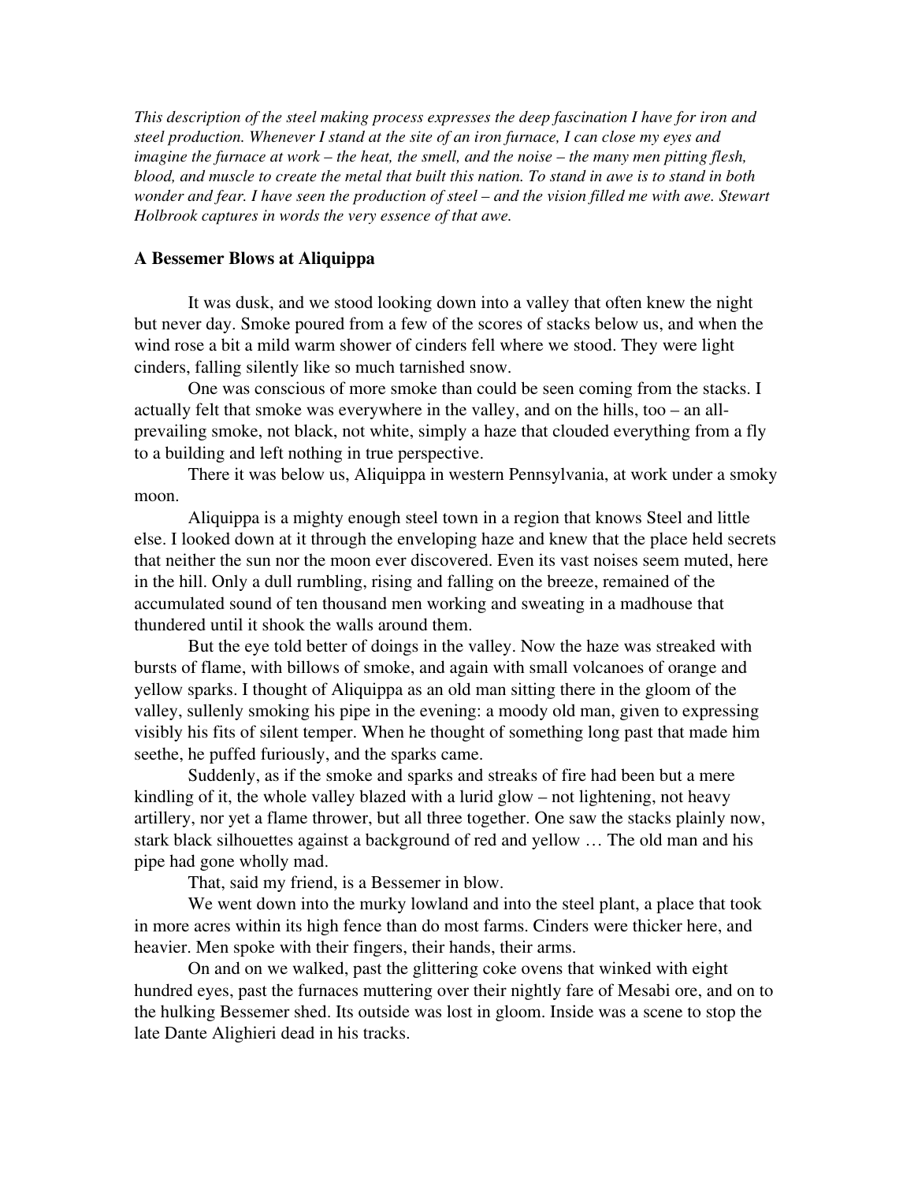*This description of the steel making process expresses the deep fascination I have for iron and steel production. Whenever I stand at the site of an iron furnace, I can close my eyes and imagine the furnace at work – the heat, the smell, and the noise – the many men pitting flesh, blood, and muscle to create the metal that built this nation. To stand in awe is to stand in both wonder and fear. I have seen the production of steel – and the vision filled me with awe. Stewart Holbrook captures in words the very essence of that awe.*

### A Bessemer Blows at Aliquippa

It was dusk, and we stood looking down into a valley that often knew the night but never day. Smoke poured from a few of the scores of stacks below us, and when the wind rose a bit a mild warm shower of cinders fell where we stood. They were light cinders, falling silently like so much tarnished snow.

One was conscious of more smoke than could be seen coming from the stacks. I actually felt that smoke was everywhere in the valley, and on the hills, too – an all-prevailing smoke, not black, not white, simply a haze that clouded everything from a fly to a building and left nothing in true perspective.

There it was below us, Aliquippa in western Pennsylvania, at work under a smoky moon.

Aliquippa is a mighty enough steel town in a region that knows Steel and little else. I looked down at it through the enveloping haze and knew that the place held secrets that neither the sun nor the moon ever discovered. Even its vast noises seem muted, here in the hill. Only a dull rumbling, rising and falling on the breeze, remained of the accumulated sound of ten thousand men working and sweating in a madhouse that thundered until it shook the walls around them.

But the eye told better of doings in the valley. Now the haze was streaked with bursts of flame, with billows of smoke, and again with small volcanoes of orange and yellow sparks. I thought of Aliquippa as an old man sitting there in the gloom of the valley, sullenly smoking his pipe in the evening: a moody old man, given to expressing visibly his fits of silent temper. When he thought of something long past that made him seethe, he puffed furiously, and the sparks came.

Suddenly, as if the smoke and sparks and streaks of fire had been but a mere kindling of it, the whole valley blazed with a lurid glow – not lightening, not heavy artillery, nor yet a flame thrower, but all three together. One saw the stacks plainly now, stark black silhouettes against a background of red and yellow … The old man and his pipe had gone wholly mad.

That, said my friend, is a Bessemer in blow.

We went down into the murky lowland and into the steel plant, a place that took in more acres within its high fence than do most farms. Cinders were thicker here, and heavier. Men spoke with their fingers, their hands, their arms.

On and on we walked, past the glittering coke ovens that winked with eight hundred eyes, past the furnaces muttering over their nightly fare of Mesabi ore, and on to the hulking Bessemer shed. Its outside was lost in gloom. Inside was a scene to stop the late Dante Alighieri dead in his tracks.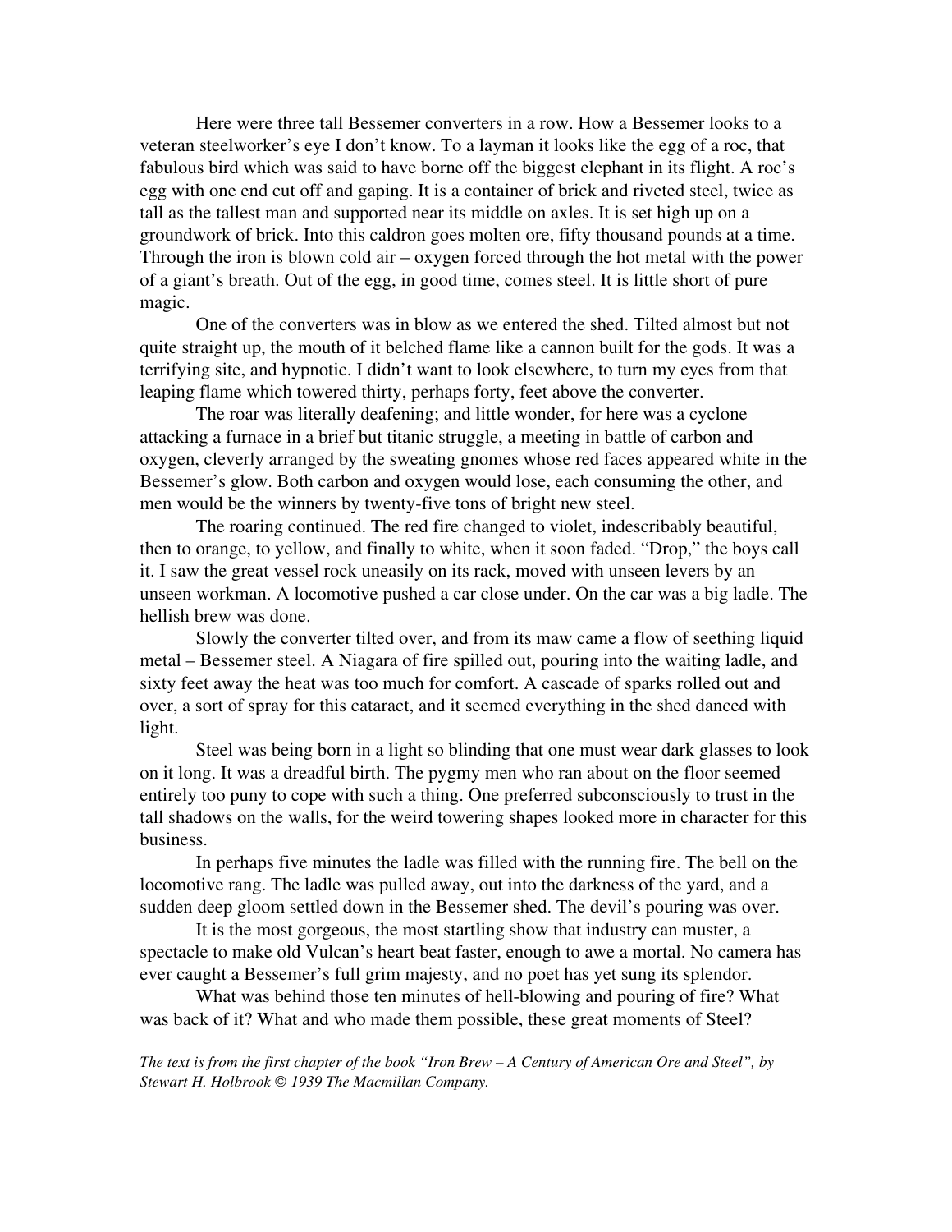Here were three tall Bessemer converters in a row. How a Bessemer looks to a veteran steelworker's eye I don't know. To a layman it looks like the egg of a roc, that fabulous bird which was said to have borne off the biggest elephant in its flight. A roc's egg with one end cut off and gaping. It is a container of brick and riveted steel, twice as tall as the tallest man and supported near its middle on axles. It is set high up on a groundwork of brick. Into this caldron goes molten ore, fifty thousand pounds at a time. Through the iron is blown cold air – oxygen forced through the hot metal with the power of a giant's breath. Out of the egg, in good time, comes steel. It is little short of pure magic.

One of the converters was in blow as we entered the shed. Tilted almost but not quite straight up, the mouth of it belched flame like a cannon built for the gods. It was a terrifying site, and hypnotic. I didn't want to look elsewhere, to turn my eyes from that leaping flame which towered thirty, perhaps forty, feet above the converter.

The roar was literally deafening; and little wonder, for here was a cyclone attacking a furnace in a brief but titanic struggle, a meeting in battle of carbon and oxygen, cleverly arranged by the sweating gnomes whose red faces appeared white in the Bessemer's glow. Both carbon and oxygen would lose, each consuming the other, and men would be the winners by twenty-five tons of bright new steel.

The roaring continued. The red fire changed to violet, indescribably beautiful, then to orange, to yellow, and finally to white, when it soon faded. "Drop," the boys call it. I saw the great vessel rock uneasily on its rack, moved with unseen levers by an unseen workman. A locomotive pushed a car close under. On the car was a big ladle. The hellish brew was done.

Slowly the converter tilted over, and from its maw came a flow of seething liquid metal – Bessemer steel. A Niagara of fire spilled out, pouring into the waiting ladle, and sixty feet away the heat was too much for comfort. A cascade of sparks rolled out and over, a sort of spray for this cataract, and it seemed everything in the shed danced with light.

Steel was being born in a light so blinding that one must wear dark glasses to look on it long. It was a dreadful birth. The pygmy men who ran about on the floor seemed entirely too puny to cope with such a thing. One preferred subconsciously to trust in the tall shadows on the walls, for the weird towering shapes looked more in character for this business.

In perhaps five minutes the ladle was filled with the running fire. The bell on the locomotive rang. The ladle was pulled away, out into the darkness of the yard, and a sudden deep gloom settled down in the Bessemer shed. The devil's pouring was over.

It is the most gorgeous, the most startling show that industry can muster, a spectacle to make old Vulcan's heart beat faster, enough to awe a mortal. No camera has ever caught a Bessemer's full grim majesty, and no poet has yet sung its splendor.

What was behind those ten minutes of hell-blowing and pouring of fire? What was back of it? What and who made them possible, these great moments of Steel?

*The text is from the first chapter of the book "Iron Brew – A Century of American Ore and Steel", by Stewart H. Holbrook © 1939 The Macmillan Company.*